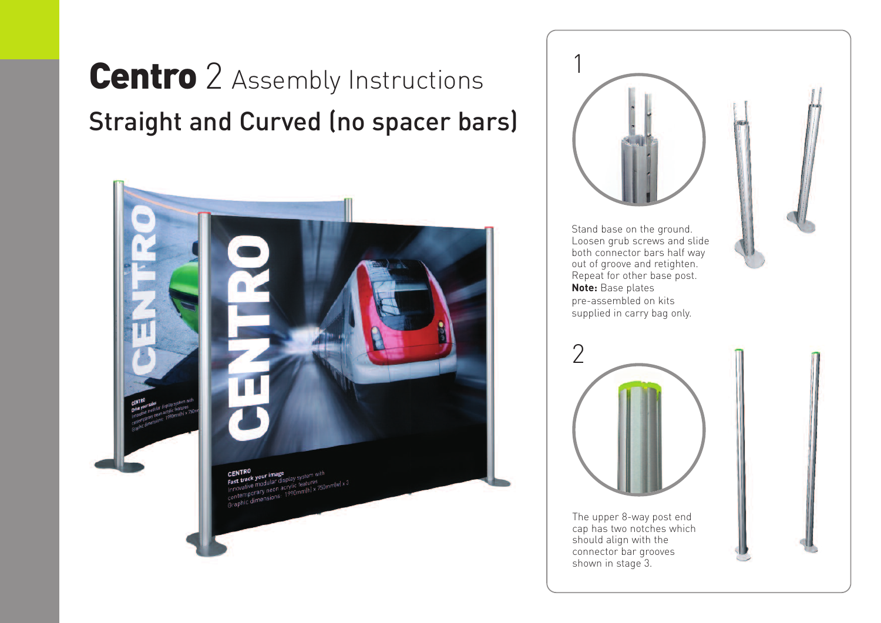# **Centro** 2 Assembly Instructions

## Straight and Curved (no spacer bars)

1

Stand base on the ground. Loosen grub screws and slide both connector bars half way out of groove and retighten. Repeat for other base post. **Note:** Base plates pre-assembled on kits supplied in carry bag only.

2

The upper 8-way post end cap has two notches which should align with the connector bar grooves shown in stage 3.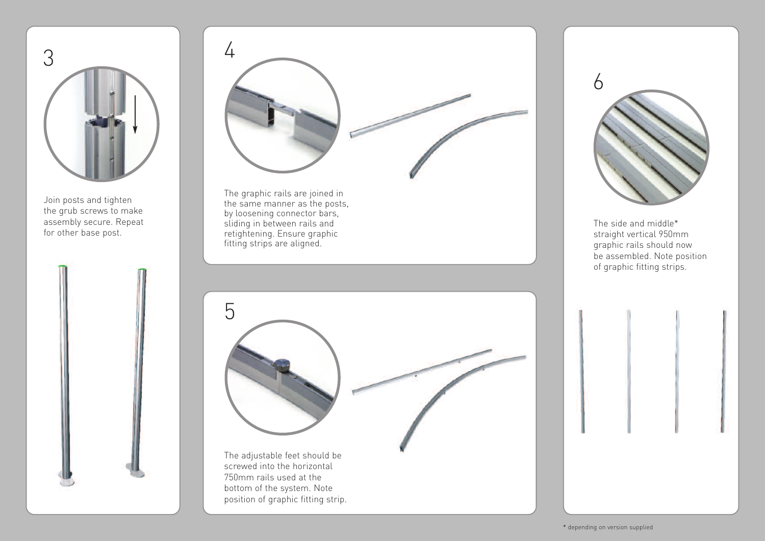## 3

Join posts and tighten the grub screws to make assembly secure. Repeat for other base post.

## 4

The graphic rails are joined in the same manner as the posts, by loosening connector bars, sliding in between rails and retightening. Ensure graphic fitting strips are aligned.

## 5

The adjustable feet should be screwed into the horizontal 750mm rails used at the bottom of the system. Note position of graphic fitting strip.

## 6

The side and middle* straight vertical 950mm graphic rails should now be assembled. Note position of graphic fitting strips.

* depending on version supplied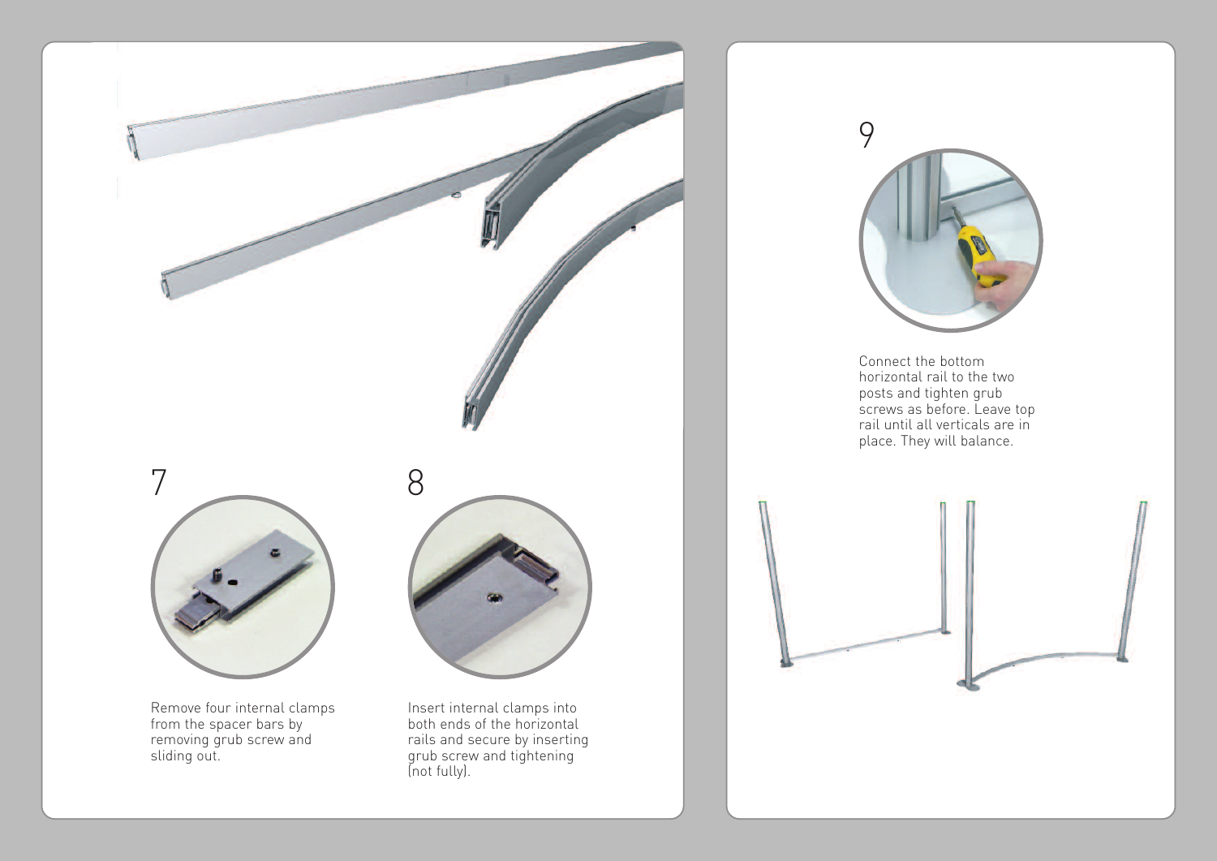7

Remove four internal clamps from the spacer bars by removing grub screw and sliding out.

8

Insert internal clamps into both ends of the horizontal rails and secure by inserting grub screw and tightening (not fully).

9

Connect the bottom horizontal rail to the two posts and tighten grub screws as before. Leave top rail until all verticals are in place. They will balance.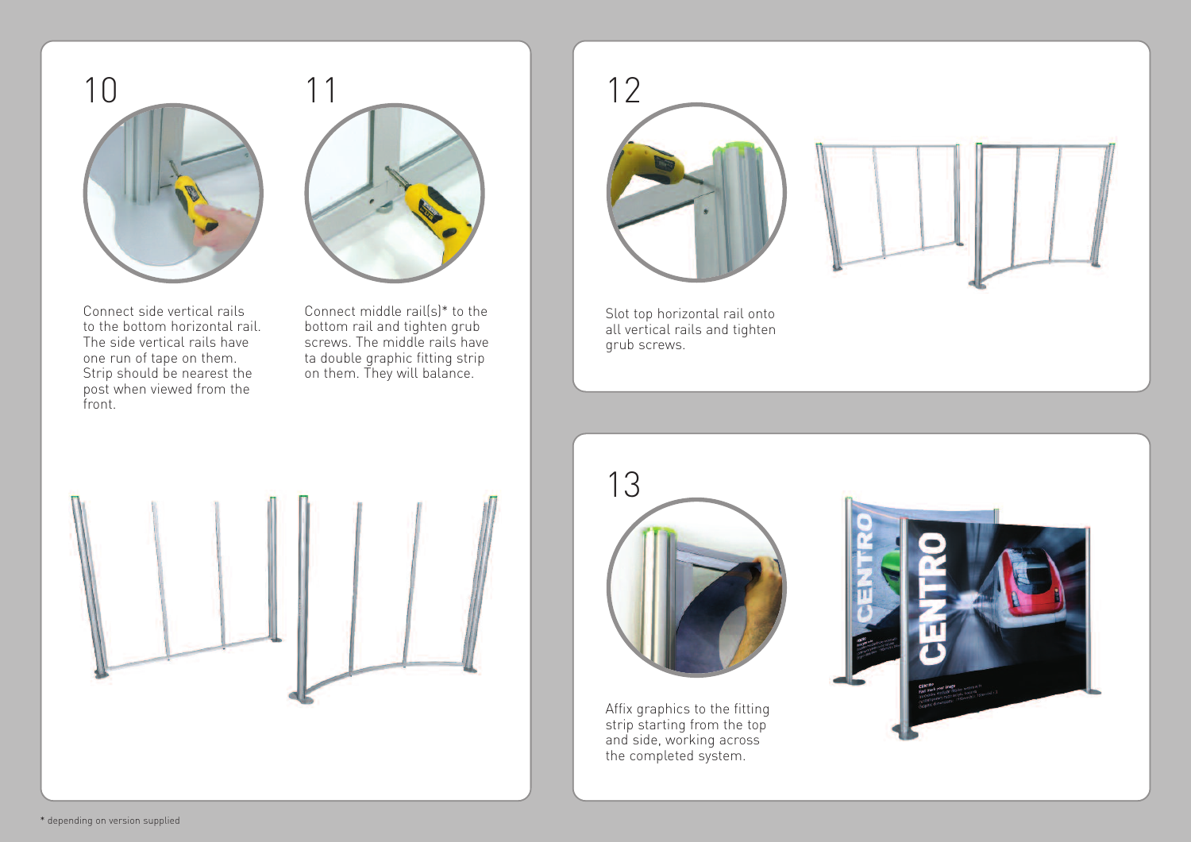## 10

Connect side vertical rails to the bottom horizontal rail. The side vertical rails have one run of tape on them. Strip should be nearest the post when viewed from the front.

## 11

Connect middle rail(s)* to the bottom rail and tighten grub screws. The middle rails have ta double graphic fitting strip on them. They will balance.

## 12

Slot top horizontal rail onto all vertical rails and tighten grub screws.

## 13

Affix graphics to the fitting strip starting from the top and side, working across the completed system.

* depending on version supplied